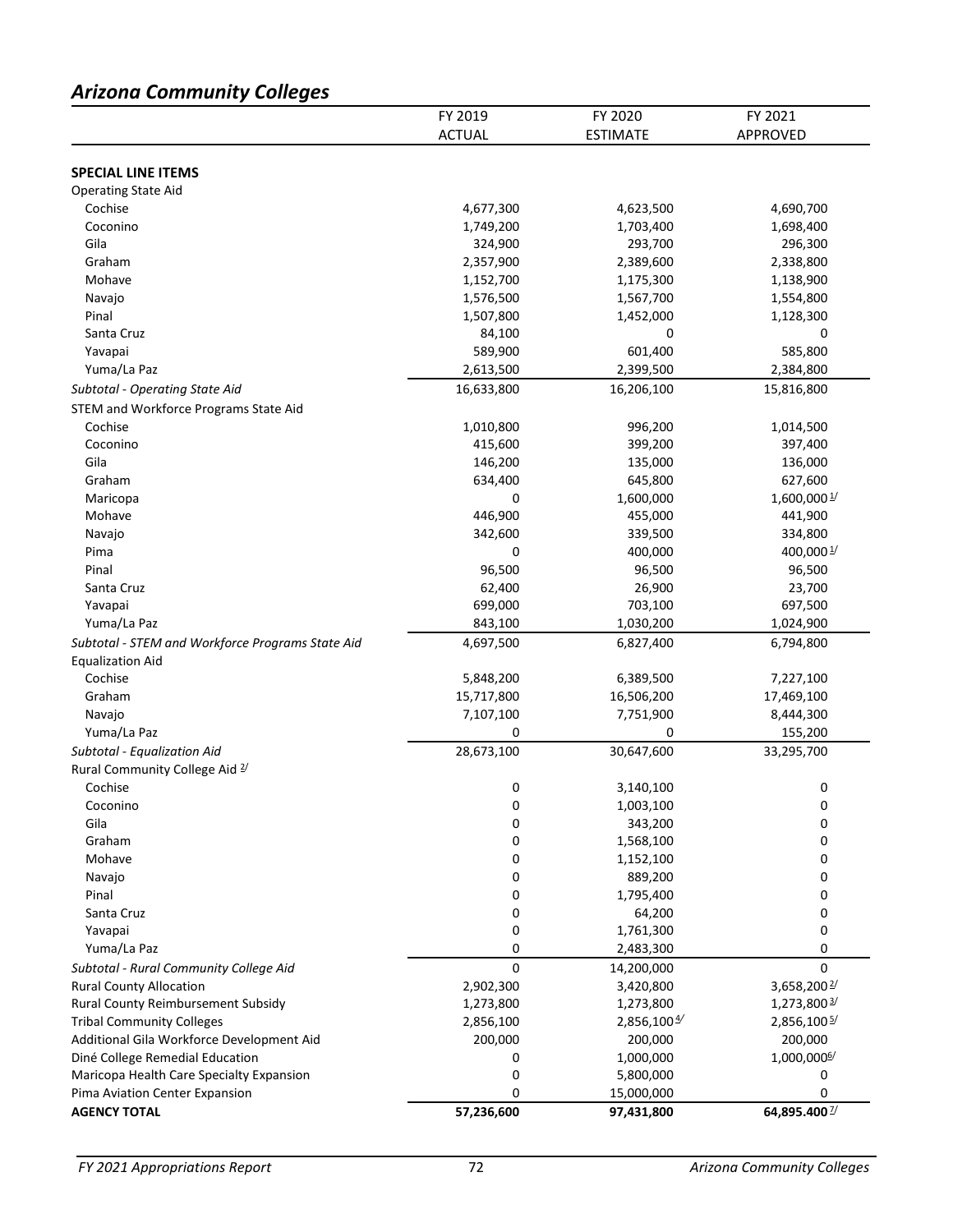## *Arizona Community Colleges*

| | FY 2019 ACTUAL | FY 2020 ESTIMATE | FY 2021 APPROVED |
|---|---|---|---|
| **SPECIAL LINE ITEMS** | | | |
| Operating State Aid | | | |
| Cochise | 4,677,300 | 4,623,500 | 4,690,700 |
| Coconino | 1,749,200 | 1,703,400 | 1,698,400 |
| Gila | 324,900 | 293,700 | 296,300 |
| Graham | 2,357,900 | 2,389,600 | 2,338,800 |
| Mohave | 1,152,700 | 1,175,300 | 1,138,900 |
| Navajo | 1,576,500 | 1,567,700 | 1,554,800 |
| Pinal | 1,507,800 | 1,452,000 | 1,128,300 |
| Santa Cruz | 84,100 | 0 | 0 |
| Yavapai | 589,900 | 601,400 | 585,800 |
| Yuma/La Paz | 2,613,500 | 2,399,500 | 2,384,800 |
| *Subtotal - Operating State Aid* | 16,633,800 | 16,206,100 | 15,816,800 |
| STEM and Workforce Programs State Aid | | | |
| Cochise | 1,010,800 | 996,200 | 1,014,500 |
| Coconino | 415,600 | 399,200 | 397,400 |
| Gila | 146,200 | 135,000 | 136,000 |
| Graham | 634,400 | 645,800 | 627,600 |
| Maricopa | 0 | 1,600,000 | 1,600,000 [1/] |
| Mohave | 446,900 | 455,000 | 441,900 |
| Navajo | 342,600 | 339,500 | 334,800 |
| Pima | 0 | 400,000 | 400,000 [1/] |
| Pinal | 96,500 | 96,500 | 96,500 |
| Santa Cruz | 62,400 | 26,900 | 23,700 |
| Yavapai | 699,000 | 703,100 | 697,500 |
| Yuma/La Paz | 843,100 | 1,030,200 | 1,024,900 |
| *Subtotal - STEM and Workforce Programs State Aid* | 4,697,500 | 6,827,400 | 6,794,800 |
| Equalization Aid | | | |
| Cochise | 5,848,200 | 6,389,500 | 7,227,100 |
| Graham | 15,717,800 | 16,506,200 | 17,469,100 |
| Navajo | 7,107,100 | 7,751,900 | 8,444,300 |
| Yuma/La Paz | 0 | 0 | 155,200 |
| *Subtotal - Equalization Aid* | 28,673,100 | 30,647,600 | 33,295,700 |
| Rural Community College Aid [2/] | | | |
| Cochise | 0 | 3,140,100 | 0 |
| Coconino | 0 | 1,003,100 | 0 |
| Gila | 0 | 343,200 | 0 |
| Graham | 0 | 1,568,100 | 0 |
| Mohave | 0 | 1,152,100 | 0 |
| Navajo | 0 | 889,200 | 0 |
| Pinal | 0 | 1,795,400 | 0 |
| Santa Cruz | 0 | 64,200 | 0 |
| Yavapai | 0 | 1,761,300 | 0 |
| Yuma/La Paz | 0 | 2,483,300 | 0 |
| *Subtotal - Rural Community College Aid* | 0 | 14,200,000 | 0 |
| Rural County Allocation | 2,902,300 | 3,420,800 | 3,658,200 [2/] |
| Rural County Reimbursement Subsidy | 1,273,800 | 1,273,800 | 1,273,800 [3/] |
| Tribal Community Colleges | 2,856,100 | 2,856,100 [4/] | 2,856,100 [5/] |
| Additional Gila Workforce Development Aid | 200,000 | 200,000 | 200,000 |
| Diné College Remedial Education | 0 | 1,000,000 | 1,000,000 [6/] |
| Maricopa Health Care Specialty Expansion | 0 | 5,800,000 | 0 |
| Pima Aviation Center Expansion | 0 | 15,000,000 | 0 |
| **AGENCY TOTAL** | **57,236,600** | **97,431,800** | **64,895,400** [7/] |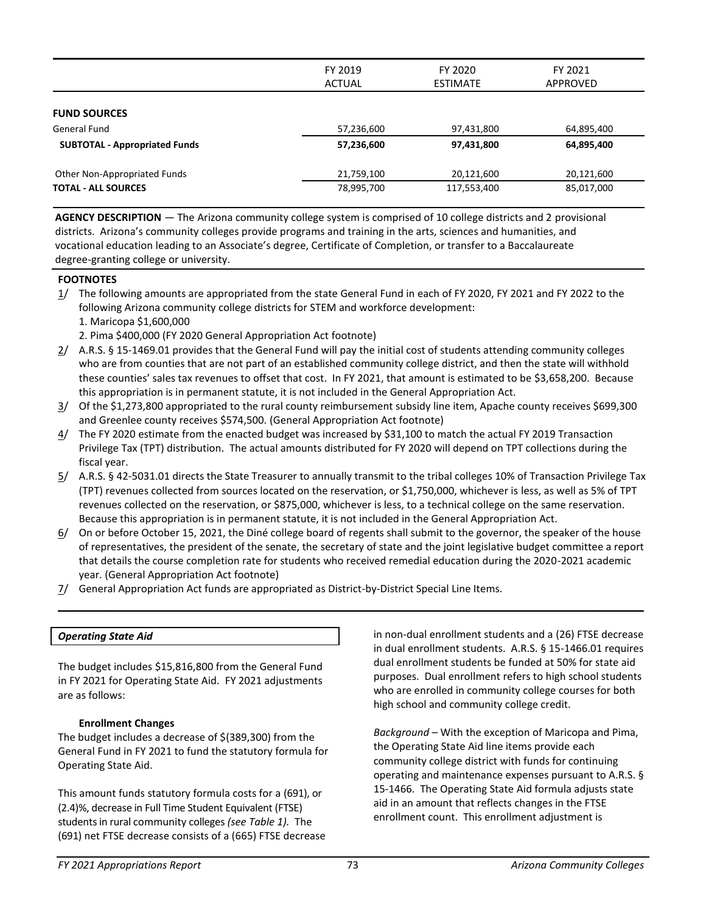| | FY 2019 ACTUAL | FY 2020 ESTIMATE | FY 2021 APPROVED |
|---|---|---|---|
| **FUND SOURCES** | | | |
| General Fund | 57,236,600 | 97,431,800 | 64,895,400 |
| **SUBTOTAL - Appropriated Funds** | **57,236,600** | **97,431,800** | **64,895,400** |
| Other Non-Appropriated Funds | 21,759,100 | 20,121,600 | 20,121,600 |
| **TOTAL - ALL SOURCES** | 78,995,700 | 117,553,400 | 85,017,000 |

**AGENCY DESCRIPTION** — The Arizona community college system is comprised of 10 college districts and 2 provisional districts. Arizona's community colleges provide programs and training in the arts, sciences and humanities, and vocational education leading to an Associate's degree, Certificate of Completion, or transfer to a Baccalaureate degree-granting college or university.

**FOOTNOTES**

1/ The following amounts are appropriated from the state General Fund in each of FY 2020, FY 2021 and FY 2022 to the following Arizona community college districts for STEM and workforce development:
   1. Maricopa $1,600,000
   2. Pima $400,000 (FY 2020 General Appropriation Act footnote)

2/ A.R.S. § 15-1469.01 provides that the General Fund will pay the initial cost of students attending community colleges who are from counties that are not part of an established community college district, and then the state will withhold these counties' sales tax revenues to offset that cost. In FY 2021, that amount is estimated to be $3,658,200. Because this appropriation is in permanent statute, it is not included in the General Appropriation Act.

3/ Of the $1,273,800 appropriated to the rural county reimbursement subsidy line item, Apache county receives $699,300 and Greenlee county receives $574,500. (General Appropriation Act footnote)

4/ The FY 2020 estimate from the enacted budget was increased by $31,100 to match the actual FY 2019 Transaction Privilege Tax (TPT) distribution. The actual amounts distributed for FY 2020 will depend on TPT collections during the fiscal year.

5/ A.R.S. § 42-5031.01 directs the State Treasurer to annually transmit to the tribal colleges 10% of Transaction Privilege Tax (TPT) revenues collected from sources located on the reservation, or $1,750,000, whichever is less, as well as 5% of TPT revenues collected on the reservation, or $875,000, whichever is less, to a technical college on the same reservation. Because this appropriation is in permanent statute, it is not included in the General Appropriation Act.

6/ On or before October 15, 2021, the Diné college board of regents shall submit to the governor, the speaker of the house of representatives, the president of the senate, the secretary of state and the joint legislative budget committee a report that details the course completion rate for students who received remedial education during the 2020-2021 academic year. (General Appropriation Act footnote)

7/ General Appropriation Act funds are appropriated as District-by-District Special Line Items.

### *Operating State Aid*

The budget includes $15,816,800 from the General Fund in FY 2021 for Operating State Aid. FY 2021 adjustments are as follows:

**Enrollment Changes**

The budget includes a decrease of $(389,300) from the General Fund in FY 2021 to fund the statutory formula for Operating State Aid.

This amount funds statutory formula costs for a (691), or (2.4)%, decrease in Full Time Student Equivalent (FTSE) students in rural community colleges *(see Table 1).* The (691) net FTSE decrease consists of a (665) FTSE decrease in non-dual enrollment students and a (26) FTSE decrease in dual enrollment students. A.R.S. § 15-1466.01 requires dual enrollment students be funded at 50% for state aid purposes. Dual enrollment refers to high school students who are enrolled in community college courses for both high school and community college credit.

*Background* – With the exception of Maricopa and Pima, the Operating State Aid line items provide each community college district with funds for continuing operating and maintenance expenses pursuant to A.R.S. § 15-1466. The Operating State Aid formula adjusts state aid in an amount that reflects changes in the FTSE enrollment count. This enrollment adjustment is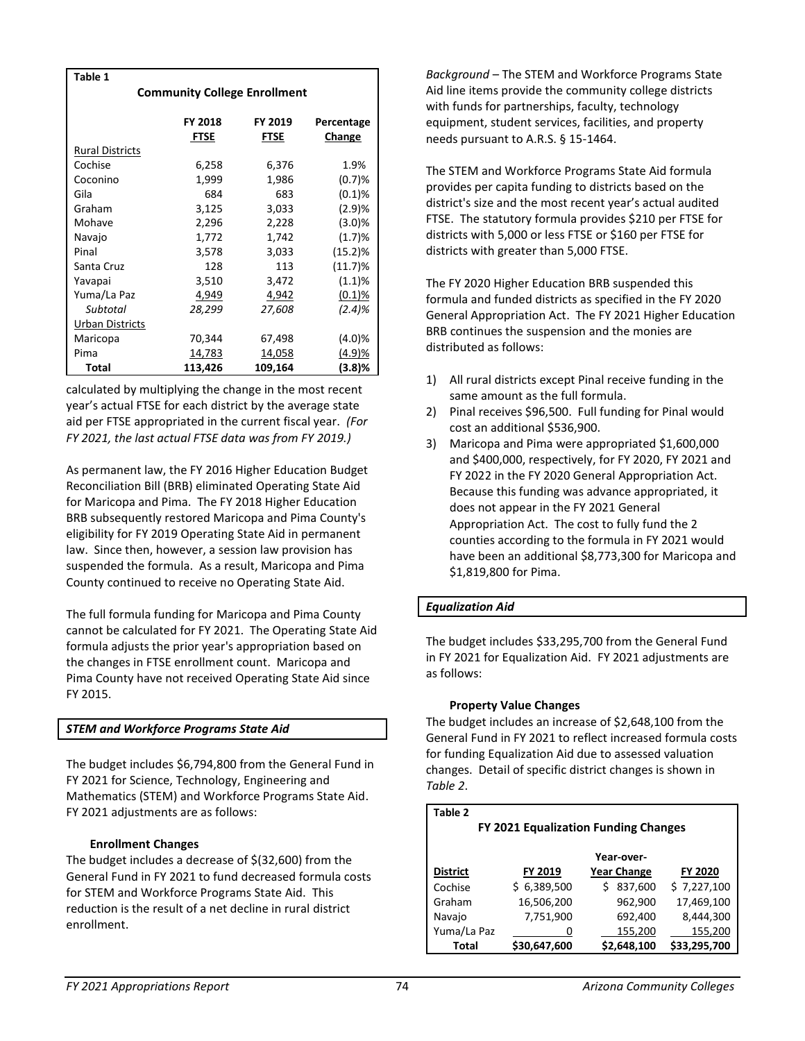| Table 1 | | | |
|---|---|---|---|
| **Community College Enrollment** | | | |
| | **FY 2018 FTSE** | **FY 2019 FTSE** | **Percentage Change** |
| Rural Districts | | | |
| Cochise | 6,258 | 6,376 | 1.9% |
| Coconino | 1,999 | 1,986 | (0.7)% |
| Gila | 684 | 683 | (0.1)% |
| Graham | 3,125 | 3,033 | (2.9)% |
| Mohave | 2,296 | 2,228 | (3.0)% |
| Navajo | 1,772 | 1,742 | (1.7)% |
| Pinal | 3,578 | 3,033 | (15.2)% |
| Santa Cruz | 128 | 113 | (11.7)% |
| Yavapai | 3,510 | 3,472 | (1.1)% |
| Yuma/La Paz | 4,949 | 4,942 | (0.1)% |
| *Subtotal* | *28,299* | *27,608* | *(2.4)%* |
| Urban Districts | | | |
| Maricopa | 70,344 | 67,498 | (4.0)% |
| Pima | 14,783 | 14,058 | (4.9)% |
| **Total** | **113,426** | **109,164** | **(3.8)%** |

calculated by multiplying the change in the most recent year's actual FTSE for each district by the average state aid per FTSE appropriated in the current fiscal year. *(For FY 2021, the last actual FTSE data was from FY 2019.)*

As permanent law, the FY 2016 Higher Education Budget Reconciliation Bill (BRB) eliminated Operating State Aid for Maricopa and Pima. The FY 2018 Higher Education BRB subsequently restored Maricopa and Pima County's eligibility for FY 2019 Operating State Aid in permanent law. Since then, however, a session law provision has suspended the formula. As a result, Maricopa and Pima County continued to receive no Operating State Aid.

The full formula funding for Maricopa and Pima County cannot be calculated for FY 2021. The Operating State Aid formula adjusts the prior year's appropriation based on the changes in FTSE enrollment count. Maricopa and Pima County have not received Operating State Aid since FY 2015.

### *STEM and Workforce Programs State Aid*

The budget includes $6,794,800 from the General Fund in FY 2021 for Science, Technology, Engineering and Mathematics (STEM) and Workforce Programs State Aid. FY 2021 adjustments are as follows:

**Enrollment Changes**

The budget includes a decrease of $(32,600) from the General Fund in FY 2021 to fund decreased formula costs for STEM and Workforce Programs State Aid. This reduction is the result of a net decline in rural district enrollment.

*Background* – The STEM and Workforce Programs State Aid line items provide the community college districts with funds for partnerships, faculty, technology equipment, student services, facilities, and property needs pursuant to A.R.S. § 15-1464.

The STEM and Workforce Programs State Aid formula provides per capita funding to districts based on the district's size and the most recent year's actual audited FTSE. The statutory formula provides $210 per FTSE for districts with 5,000 or less FTSE or $160 per FTSE for districts with greater than 5,000 FTSE.

The FY 2020 Higher Education BRB suspended this formula and funded districts as specified in the FY 2020 General Appropriation Act. The FY 2021 Higher Education BRB continues the suspension and the monies are distributed as follows:

1) All rural districts except Pinal receive funding in the same amount as the full formula.
2) Pinal receives $96,500. Full funding for Pinal would cost an additional $536,900.
3) Maricopa and Pima were appropriated $1,600,000 and $400,000, respectively, for FY 2020, FY 2021 and FY 2022 in the FY 2020 General Appropriation Act. Because this funding was advance appropriated, it does not appear in the FY 2021 General Appropriation Act. The cost to fully fund the 2 counties according to the formula in FY 2021 would have been an additional $8,773,300 for Maricopa and $1,819,800 for Pima.

### *Equalization Aid*

The budget includes $33,295,700 from the General Fund in FY 2021 for Equalization Aid. FY 2021 adjustments are as follows:

**Property Value Changes**

The budget includes an increase of $2,648,100 from the General Fund in FY 2021 to reflect increased formula costs for funding Equalization Aid due to assessed valuation changes. Detail of specific district changes is shown in *Table 2*.

| Table 2 | | | |
|---|---|---|---|
| **FY 2021 Equalization Funding Changes** | | | |
| **District** | **FY 2019** | **Year-over-Year Change** | **FY 2020** |
| Cochise | $ 6,389,500 | $ 837,600 | $ 7,227,100 |
| Graham | 16,506,200 | 962,900 | 17,469,100 |
| Navajo | 7,751,900 | 692,400 | 8,444,300 |
| Yuma/La Paz | 0 | 155,200 | 155,200 |
| **Total** | **$30,647,600** | **$2,648,100** | **$33,295,700** |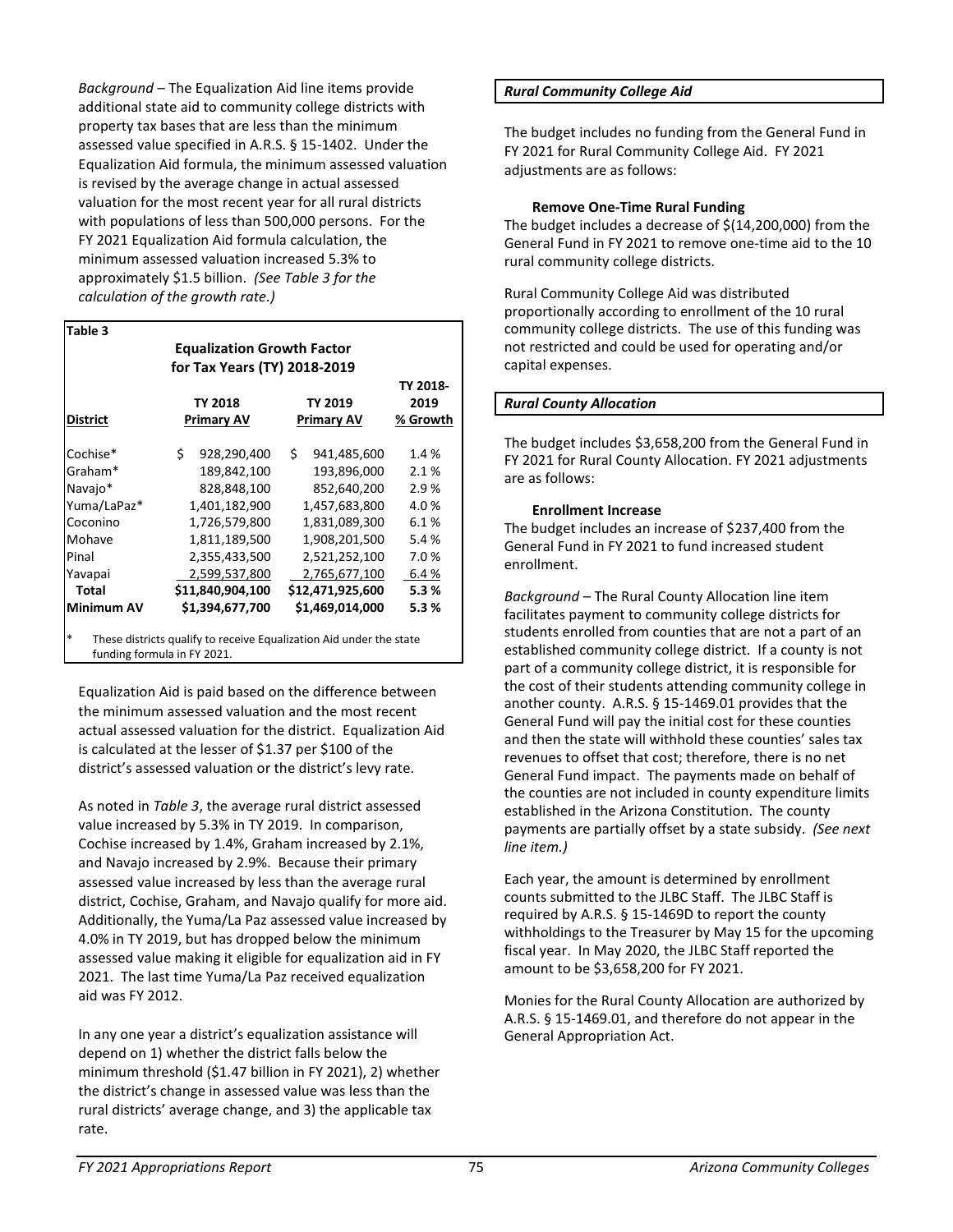*Background* – The Equalization Aid line items provide additional state aid to community college districts with property tax bases that are less than the minimum assessed value specified in A.R.S. § 15-1402. Under the Equalization Aid formula, the minimum assessed valuation is revised by the average change in actual assessed valuation for the most recent year for all rural districts with populations of less than 500,000 persons. For the FY 2021 Equalization Aid formula calculation, the minimum assessed valuation increased 5.3% to approximately $1.5 billion. *(See Table 3 for the calculation of the growth rate.)*

**Table 3**

**Equalization Growth Factor for Tax Years (TY) 2018-2019**

| District | TY 2018 Primary AV | TY 2019 Primary AV | TY 2018-2019 % Growth |
|---|---|---|---|
| Cochise* | $ 928,290,400 | $ 941,485,600 | 1.4 % |
| Graham* | 189,842,100 | 193,896,000 | 2.1 % |
| Navajo* | 828,848,100 | 852,640,200 | 2.9 % |
| Yuma/LaPaz* | 1,401,182,900 | 1,457,683,800 | 4.0 % |
| Coconino | 1,726,579,800 | 1,831,089,300 | 6.1 % |
| Mohave | 1,811,189,500 | 1,908,201,500 | 5.4 % |
| Pinal | 2,355,433,500 | 2,521,252,100 | 7.0 % |
| Yavapai | 2,599,537,800 | 2,765,677,100 | 6.4 % |
| **Total** | **$11,840,904,100** | **$12,471,925,600** | **5.3 %** |
| **Minimum AV** | **$1,394,677,700** | **$1,469,014,000** | **5.3 %** |

\* These districts qualify to receive Equalization Aid under the state funding formula in FY 2021.

Equalization Aid is paid based on the difference between the minimum assessed valuation and the most recent actual assessed valuation for the district. Equalization Aid is calculated at the lesser of $1.37 per $100 of the district's assessed valuation or the district's levy rate.

As noted in *Table 3*, the average rural district assessed value increased by 5.3% in TY 2019. In comparison, Cochise increased by 1.4%, Graham increased by 2.1%, and Navajo increased by 2.9%. Because their primary assessed value increased by less than the average rural district, Cochise, Graham, and Navajo qualify for more aid. Additionally, the Yuma/La Paz assessed value increased by 4.0% in TY 2019, but has dropped below the minimum assessed value making it eligible for equalization aid in FY 2021. The last time Yuma/La Paz received equalization aid was FY 2012.

In any one year a district's equalization assistance will depend on 1) whether the district falls below the minimum threshold ($1.47 billion in FY 2021), 2) whether the district's change in assessed value was less than the rural districts' average change, and 3) the applicable tax rate.

### *Rural Community College Aid*

The budget includes no funding from the General Fund in FY 2021 for Rural Community College Aid. FY 2021 adjustments are as follows:

**Remove One-Time Rural Funding**

The budget includes a decrease of $(14,200,000) from the General Fund in FY 2021 to remove one-time aid to the 10 rural community college districts.

Rural Community College Aid was distributed proportionally according to enrollment of the 10 rural community college districts. The use of this funding was not restricted and could be used for operating and/or capital expenses.

### *Rural County Allocation*

The budget includes $3,658,200 from the General Fund in FY 2021 for Rural County Allocation. FY 2021 adjustments are as follows:

**Enrollment Increase**

The budget includes an increase of $237,400 from the General Fund in FY 2021 to fund increased student enrollment.

*Background* – The Rural County Allocation line item facilitates payment to community college districts for students enrolled from counties that are not a part of an established community college district. If a county is not part of a community college district, it is responsible for the cost of their students attending community college in another county. A.R.S. § 15-1469.01 provides that the General Fund will pay the initial cost for these counties and then the state will withhold these counties' sales tax revenues to offset that cost; therefore, there is no net General Fund impact. The payments made on behalf of the counties are not included in county expenditure limits established in the Arizona Constitution. The county payments are partially offset by a state subsidy. *(See next line item.)*

Each year, the amount is determined by enrollment counts submitted to the JLBC Staff. The JLBC Staff is required by A.R.S. § 15-1469D to report the county withholdings to the Treasurer by May 15 for the upcoming fiscal year. In May 2020, the JLBC Staff reported the amount to be $3,658,200 for FY 2021.

Monies for the Rural County Allocation are authorized by A.R.S. § 15-1469.01, and therefore do not appear in the General Appropriation Act.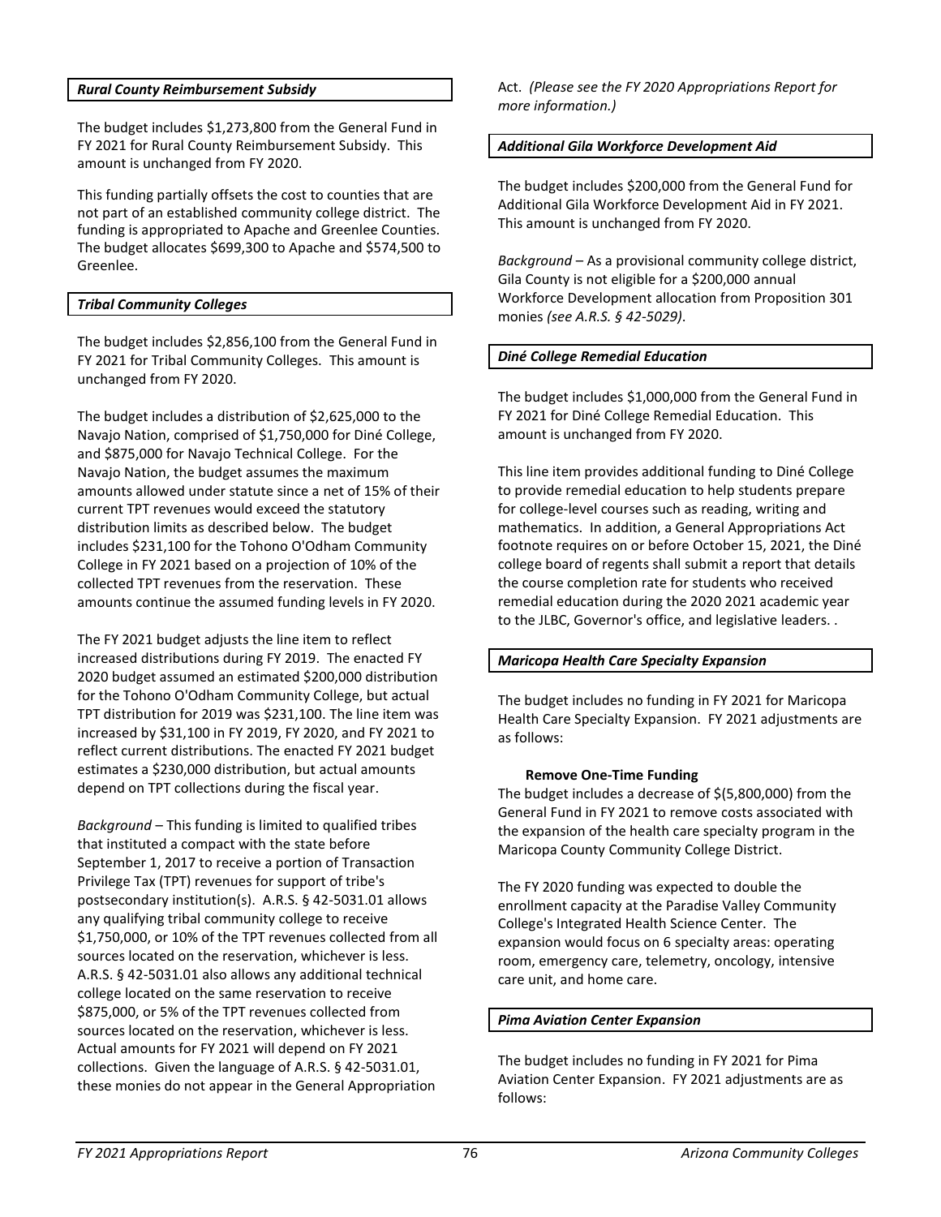### *Rural County Reimbursement Subsidy*

The budget includes $1,273,800 from the General Fund in FY 2021 for Rural County Reimbursement Subsidy. This amount is unchanged from FY 2020.

This funding partially offsets the cost to counties that are not part of an established community college district. The funding is appropriated to Apache and Greenlee Counties. The budget allocates $699,300 to Apache and $574,500 to Greenlee.

### *Tribal Community Colleges*

The budget includes $2,856,100 from the General Fund in FY 2021 for Tribal Community Colleges. This amount is unchanged from FY 2020.

The budget includes a distribution of $2,625,000 to the Navajo Nation, comprised of $1,750,000 for Diné College, and $875,000 for Navajo Technical College. For the Navajo Nation, the budget assumes the maximum amounts allowed under statute since a net of 15% of their current TPT revenues would exceed the statutory distribution limits as described below. The budget includes $231,100 for the Tohono O'Odham Community College in FY 2021 based on a projection of 10% of the collected TPT revenues from the reservation. These amounts continue the assumed funding levels in FY 2020.

The FY 2021 budget adjusts the line item to reflect increased distributions during FY 2019. The enacted FY 2020 budget assumed an estimated $200,000 distribution for the Tohono O'Odham Community College, but actual TPT distribution for 2019 was $231,100. The line item was increased by $31,100 in FY 2019, FY 2020, and FY 2021 to reflect current distributions. The enacted FY 2021 budget estimates a $230,000 distribution, but actual amounts depend on TPT collections during the fiscal year.

*Background* – This funding is limited to qualified tribes that instituted a compact with the state before September 1, 2017 to receive a portion of Transaction Privilege Tax (TPT) revenues for support of tribe's postsecondary institution(s). A.R.S. § 42-5031.01 allows any qualifying tribal community college to receive $1,750,000, or 10% of the TPT revenues collected from all sources located on the reservation, whichever is less. A.R.S. § 42-5031.01 also allows any additional technical college located on the same reservation to receive $875,000, or 5% of the TPT revenues collected from sources located on the reservation, whichever is less. Actual amounts for FY 2021 will depend on FY 2021 collections. Given the language of A.R.S. § 42-5031.01, these monies do not appear in the General Appropriation Act. *(Please see the FY 2020 Appropriations Report for more information.)*

### *Additional Gila Workforce Development Aid*

The budget includes $200,000 from the General Fund for Additional Gila Workforce Development Aid in FY 2021. This amount is unchanged from FY 2020.

*Background* – As a provisional community college district, Gila County is not eligible for a $200,000 annual Workforce Development allocation from Proposition 301 monies *(see A.R.S. § 42-5029)*.

### *Diné College Remedial Education*

The budget includes $1,000,000 from the General Fund in FY 2021 for Diné College Remedial Education. This amount is unchanged from FY 2020.

This line item provides additional funding to Diné College to provide remedial education to help students prepare for college-level courses such as reading, writing and mathematics. In addition, a General Appropriations Act footnote requires on or before October 15, 2021, the Diné college board of regents shall submit a report that details the course completion rate for students who received remedial education during the 2020 2021 academic year to the JLBC, Governor's office, and legislative leaders. .

### *Maricopa Health Care Specialty Expansion*

The budget includes no funding in FY 2021 for Maricopa Health Care Specialty Expansion. FY 2021 adjustments are as follows:

**Remove One-Time Funding**

The budget includes a decrease of $(5,800,000) from the General Fund in FY 2021 to remove costs associated with the expansion of the health care specialty program in the Maricopa County Community College District.

The FY 2020 funding was expected to double the enrollment capacity at the Paradise Valley Community College's Integrated Health Science Center. The expansion would focus on 6 specialty areas: operating room, emergency care, telemetry, oncology, intensive care unit, and home care.

### *Pima Aviation Center Expansion*

The budget includes no funding in FY 2021 for Pima Aviation Center Expansion. FY 2021 adjustments are as follows: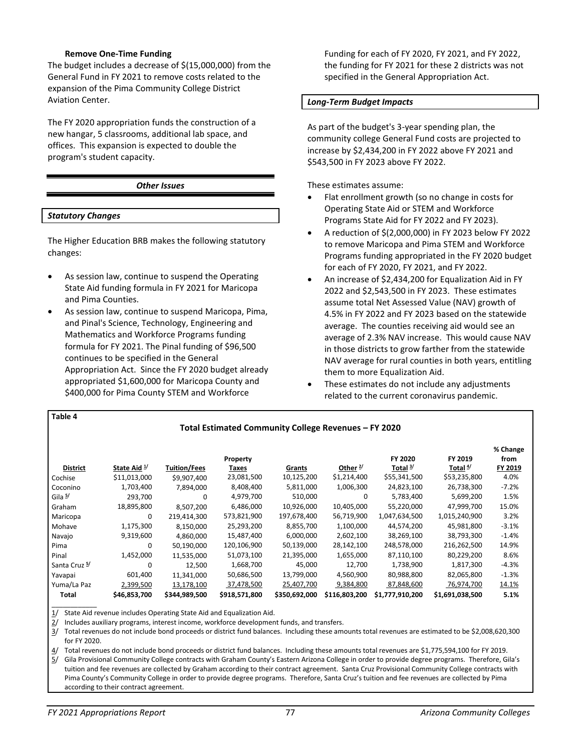**Remove One-Time Funding**

The budget includes a decrease of $(15,000,000) from the General Fund in FY 2021 to remove costs related to the expansion of the Pima Community College District Aviation Center.

The FY 2020 appropriation funds the construction of a new hangar, 5 classrooms, additional lab space, and offices. This expansion is expected to double the program's student capacity.

## *Other Issues*

### *Statutory Changes*

The Higher Education BRB makes the following statutory changes:

- As session law, continue to suspend the Operating State Aid funding formula in FY 2021 for Maricopa and Pima Counties.
- As session law, continue to suspend Maricopa, Pima, and Pinal's Science, Technology, Engineering and Mathematics and Workforce Programs funding formula for FY 2021. The Pinal funding of $96,500 continues to be specified in the General Appropriation Act. Since the FY 2020 budget already appropriated $1,600,000 for Maricopa County and $400,000 for Pima County STEM and Workforce Funding for each of FY 2020, FY 2021, and FY 2022, the funding for FY 2021 for these 2 districts was not specified in the General Appropriation Act.

### *Long-Term Budget Impacts*

As part of the budget's 3-year spending plan, the community college General Fund costs are projected to increase by $2,434,200 in FY 2022 above FY 2021 and $543,500 in FY 2023 above FY 2022.

These estimates assume:

- Flat enrollment growth (so no change in costs for Operating State Aid or STEM and Workforce Programs State Aid for FY 2022 and FY 2023).
- A reduction of $(2,000,000) in FY 2023 below FY 2022 to remove Maricopa and Pima STEM and Workforce Programs funding appropriated in the FY 2020 budget for each of FY 2020, FY 2021, and FY 2022.
- An increase of $2,434,200 for Equalization Aid in FY 2022 and $2,543,500 in FY 2023. These estimates assume total Net Assessed Value (NAV) growth of 4.5% in FY 2022 and FY 2023 based on the statewide average. The counties receiving aid would see an average of 2.3% NAV increase. This would cause NAV in those districts to grow farther from the statewide NAV average for rural counties in both years, entitling them to more Equalization Aid.
- These estimates do not include any adjustments related to the current coronavirus pandemic.

**Table 4**

**Total Estimated Community College Revenues – FY 2020**

| District | State Aid [1/] | Tuition/Fees | Property Taxes | Grants | Other [2/] | FY 2020 Total [3/] | FY 2019 Total [4/] | % Change from FY 2019 |
|---|---|---|---|---|---|---|---|---|
| Cochise | $11,013,000 | $9,907,400 | 23,081,500 | 10,125,200 | $1,214,400 | $55,341,500 | $53,235,800 | 4.0% |
| Coconino | 1,703,400 | 7,894,000 | 8,408,400 | 5,811,000 | 1,006,300 | 24,823,100 | 26,738,300 | -7.2% |
| Gila [5/] | 293,700 | 0 | 4,979,700 | 510,000 | 0 | 5,783,400 | 5,699,200 | 1.5% |
| Graham | 18,895,800 | 8,507,200 | 6,486,000 | 10,926,000 | 10,405,000 | 55,220,000 | 47,999,700 | 15.0% |
| Maricopa | 0 | 219,414,300 | 573,821,900 | 197,678,400 | 56,719,900 | 1,047,634,500 | 1,015,240,900 | 3.2% |
| Mohave | 1,175,300 | 8,150,000 | 25,293,200 | 8,855,700 | 1,100,000 | 44,574,200 | 45,981,800 | -3.1% |
| Navajo | 9,319,600 | 4,860,000 | 15,487,400 | 6,000,000 | 2,602,100 | 38,269,100 | 38,793,300 | -1.4% |
| Pima | 0 | 50,190,000 | 120,106,900 | 50,139,000 | 28,142,100 | 248,578,000 | 216,262,500 | 14.9% |
| Pinal | 1,452,000 | 11,535,000 | 51,073,100 | 21,395,000 | 1,655,000 | 87,110,100 | 80,229,200 | 8.6% |
| Santa Cruz [5/] | 0 | 12,500 | 1,668,700 | 45,000 | 12,700 | 1,738,900 | 1,817,300 | -4.3% |
| Yavapai | 601,400 | 11,341,000 | 50,686,500 | 13,799,000 | 4,560,900 | 80,988,800 | 82,065,800 | -1.3% |
| Yuma/La Paz | 2,399,500 | 13,178,100 | 37,478,500 | 25,407,700 | 9,384,800 | 87,848,600 | 76,974,700 | 14.1% |
| **Total** | **$46,853,700** | **$344,989,500** | **$918,571,800** | **$350,692,000** | **$116,803,200** | **$1,777,910,200** | **$1,691,038,500** | **5.1%** |

1/ State Aid revenue includes Operating State Aid and Equalization Aid.

2/ Includes auxiliary programs, interest income, workforce development funds, and transfers.

3/ Total revenues do not include bond proceeds or district fund balances. Including these amounts total revenues are estimated to be $2,008,620,300 for FY 2020.

4/ Total revenues do not include bond proceeds or district fund balances. Including these amounts total revenues are $1,775,594,100 for FY 2019.

5/ Gila Provisional Community College contracts with Graham County's Eastern Arizona College in order to provide degree programs. Therefore, Gila's tuition and fee revenues are collected by Graham according to their contract agreement. Santa Cruz Provisional Community College contracts with Pima County's Community College in order to provide degree programs. Therefore, Santa Cruz's tuition and fee revenues are collected by Pima according to their contract agreement.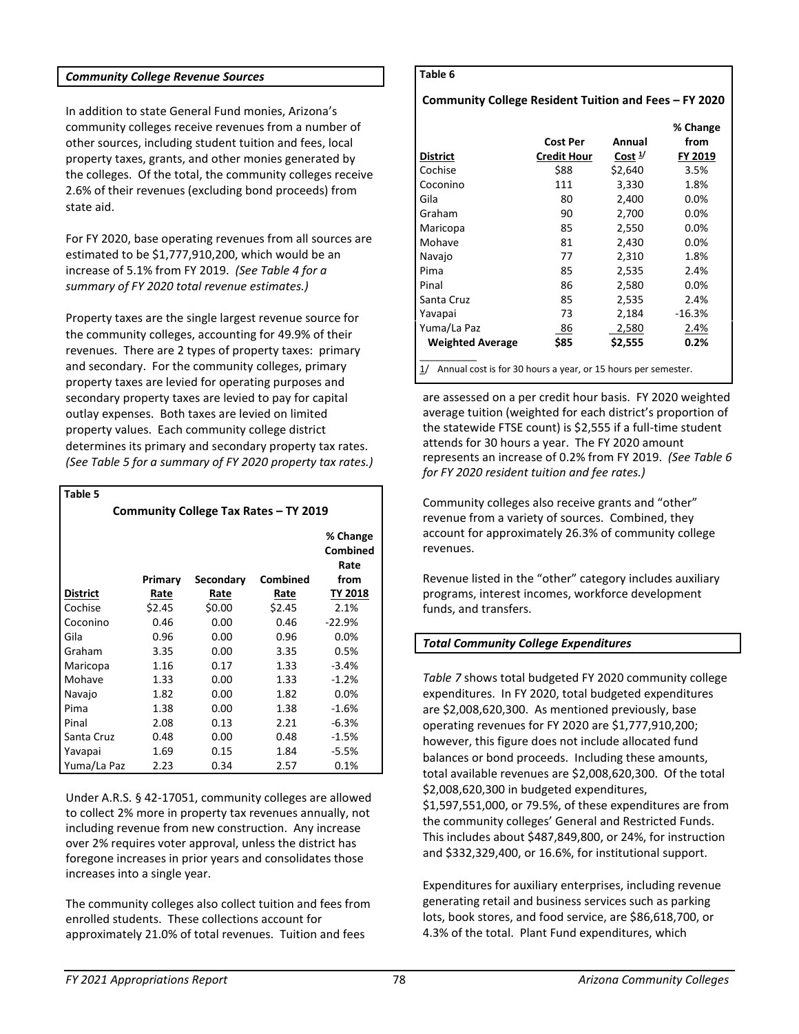### *Community College Revenue Sources*

In addition to state General Fund monies, Arizona's community colleges receive revenues from a number of other sources, including student tuition and fees, local property taxes, grants, and other monies generated by the colleges. Of the total, the community colleges receive 2.6% of their revenues (excluding bond proceeds) from state aid.

For FY 2020, base operating revenues from all sources are estimated to be $1,777,910,200, which would be an increase of 5.1% from FY 2019. *(See Table 4 for a summary of FY 2020 total revenue estimates.)*

Property taxes are the single largest revenue source for the community colleges, accounting for 49.9% of their revenues. There are 2 types of property taxes: primary and secondary. For the community colleges, primary property taxes are levied for operating purposes and secondary property taxes are levied to pay for capital outlay expenses. Both taxes are levied on limited property values. Each community college district determines its primary and secondary property tax rates. *(See Table 5 for a summary of FY 2020 property tax rates.)*

**Table 5**

**Community College Tax Rates – TY 2019**

| District | Primary Rate | Secondary Rate | Combined Rate | % Change Combined Rate from TY 2018 |
|---|---|---|---|---|
| Cochise | $2.45 | $0.00 | $2.45 | 2.1% |
| Coconino | 0.46 | 0.00 | 0.46 | -22.9% |
| Gila | 0.96 | 0.00 | 0.96 | 0.0% |
| Graham | 3.35 | 0.00 | 3.35 | 0.5% |
| Maricopa | 1.16 | 0.17 | 1.33 | -3.4% |
| Mohave | 1.33 | 0.00 | 1.33 | -1.2% |
| Navajo | 1.82 | 0.00 | 1.82 | 0.0% |
| Pima | 1.38 | 0.00 | 1.38 | -1.6% |
| Pinal | 2.08 | 0.13 | 2.21 | -6.3% |
| Santa Cruz | 0.48 | 0.00 | 0.48 | -1.5% |
| Yavapai | 1.69 | 0.15 | 1.84 | -5.5% |
| Yuma/La Paz | 2.23 | 0.34 | 2.57 | 0.1% |

Under A.R.S. § 42-17051, community colleges are allowed to collect 2% more in property tax revenues annually, not including revenue from new construction. Any increase over 2% requires voter approval, unless the district has foregone increases in prior years and consolidates those increases into a single year.

The community colleges also collect tuition and fees from enrolled students. These collections account for approximately 21.0% of total revenues. Tuition and fees are assessed on a per credit hour basis. FY 2020 weighted average tuition (weighted for each district's proportion of the statewide FTSE count) is $2,555 if a full-time student attends for 30 hours a year. The FY 2020 amount represents an increase of 0.2% from FY 2019. *(See Table 6 for FY 2020 resident tuition and fee rates.)*

**Table 6**

**Community College Resident Tuition and Fees – FY 2020**

| District | Cost Per Credit Hour | Annual Cost [1/] | % Change from FY 2019 |
|---|---|---|---|
| Cochise | $88 | $2,640 | 3.5% |
| Coconino | 111 | 3,330 | 1.8% |
| Gila | 80 | 2,400 | 0.0% |
| Graham | 90 | 2,700 | 0.0% |
| Maricopa | 85 | 2,550 | 0.0% |
| Mohave | 81 | 2,430 | 0.0% |
| Navajo | 77 | 2,310 | 1.8% |
| Pima | 85 | 2,535 | 2.4% |
| Pinal | 86 | 2,580 | 0.0% |
| Santa Cruz | 85 | 2,535 | 2.4% |
| Yavapai | 73 | 2,184 | -16.3% |
| Yuma/La Paz | 86 | 2,580 | 2.4% |
| **Weighted Average** | **$85** | **$2,555** | **0.2%** |

1/ Annual cost is for 30 hours a year, or 15 hours per semester.

Community colleges also receive grants and "other" revenue from a variety of sources. Combined, they account for approximately 26.3% of community college revenues.

Revenue listed in the "other" category includes auxiliary programs, interest incomes, workforce development funds, and transfers.

### *Total Community College Expenditures*

*Table 7* shows total budgeted FY 2020 community college expenditures. In FY 2020, total budgeted expenditures are $2,008,620,300. As mentioned previously, base operating revenues for FY 2020 are $1,777,910,200; however, this figure does not include allocated fund balances or bond proceeds. Including these amounts, total available revenues are $2,008,620,300. Of the total $2,008,620,300 in budgeted expenditures, $1,597,551,000, or 79.5%, of these expenditures are from the community colleges' General and Restricted Funds. This includes about $487,849,800, or 24%, for instruction and $332,329,400, or 16.6%, for institutional support.

Expenditures for auxiliary enterprises, including revenue generating retail and business services such as parking lots, book stores, and food service, are $86,618,700, or 4.3% of the total. Plant Fund expenditures, which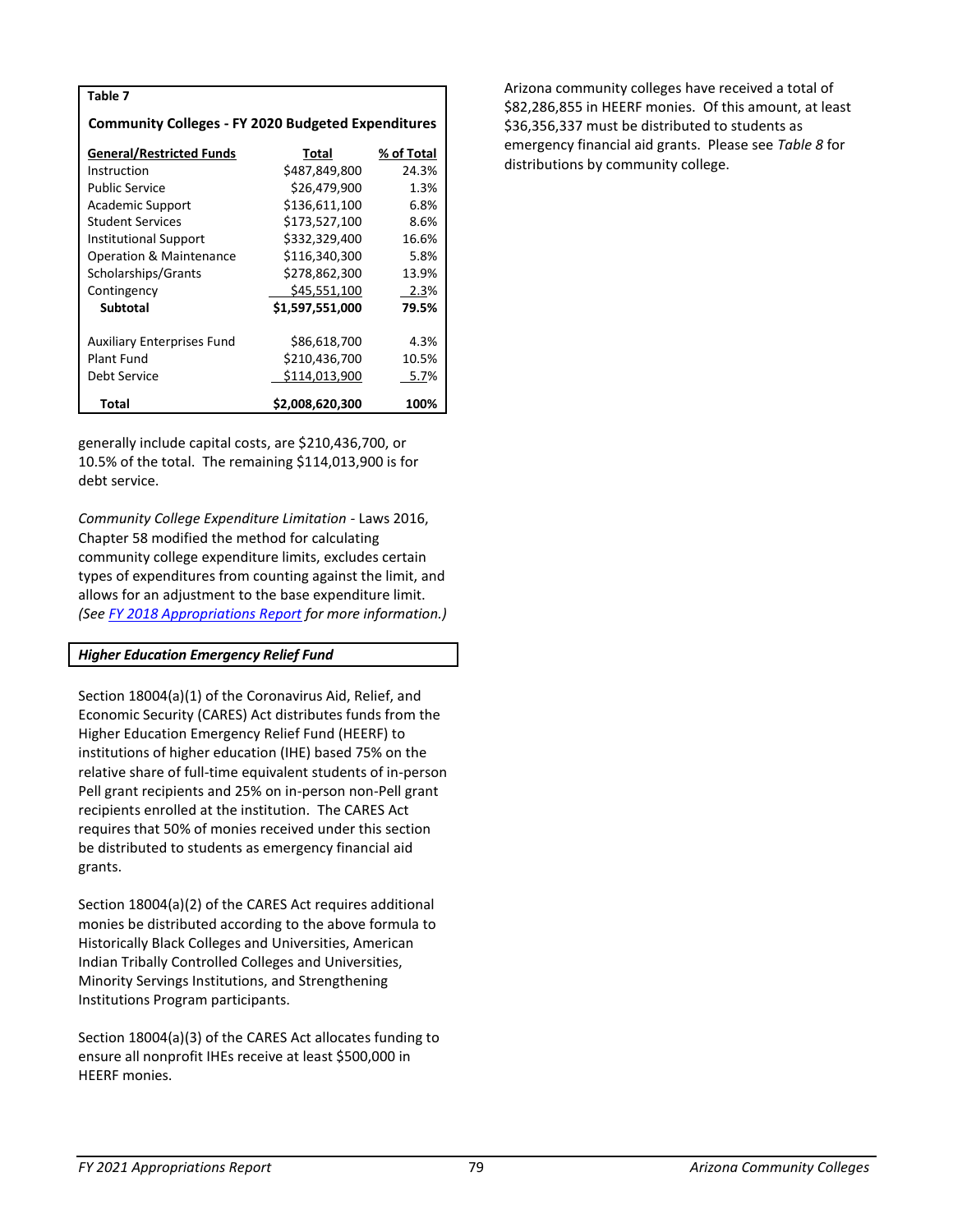**Table 7**

**Community Colleges - FY 2020 Budgeted Expenditures**

| General/Restricted Funds | Total | % of Total |
|---|---|---|
| Instruction | $487,849,800 | 24.3% |
| Public Service | $26,479,900 | 1.3% |
| Academic Support | $136,611,100 | 6.8% |
| Student Services | $173,527,100 | 8.6% |
| Institutional Support | $332,329,400 | 16.6% |
| Operation & Maintenance | $116,340,300 | 5.8% |
| Scholarships/Grants | $278,862,300 | 13.9% |
| Contingency | $45,551,100 | 2.3% |
| **Subtotal** | **$1,597,551,000** | **79.5%** |
| | | |
| Auxiliary Enterprises Fund | $86,618,700 | 4.3% |
| Plant Fund | $210,436,700 | 10.5% |
| Debt Service | $114,013,900 | 5.7% |
| **Total** | **$2,008,620,300** | **100%** |

generally include capital costs, are $210,436,700, or 10.5% of the total. The remaining $114,013,900 is for debt service.

*Community College Expenditure Limitation* - Laws 2016, Chapter 58 modified the method for calculating community college expenditure limits, excludes certain types of expenditures from counting against the limit, and allows for an adjustment to the base expenditure limit. *(See FY 2018 Appropriations Report for more information.)*

***Higher Education Emergency Relief Fund***

Section 18004(a)(1) of the Coronavirus Aid, Relief, and Economic Security (CARES) Act distributes funds from the Higher Education Emergency Relief Fund (HEERF) to institutions of higher education (IHE) based 75% on the relative share of full-time equivalent students of in-person Pell grant recipients and 25% on in-person non-Pell grant recipients enrolled at the institution. The CARES Act requires that 50% of monies received under this section be distributed to students as emergency financial aid grants.

Section 18004(a)(2) of the CARES Act requires additional monies be distributed according to the above formula to Historically Black Colleges and Universities, American Indian Tribally Controlled Colleges and Universities, Minority Servings Institutions, and Strengthening Institutions Program participants.

Section 18004(a)(3) of the CARES Act allocates funding to ensure all nonprofit IHEs receive at least $500,000 in HEERF monies.

Arizona community colleges have received a total of $82,286,855 in HEERF monies. Of this amount, at least $36,356,337 must be distributed to students as emergency financial aid grants. Please see *Table 8* for distributions by community college.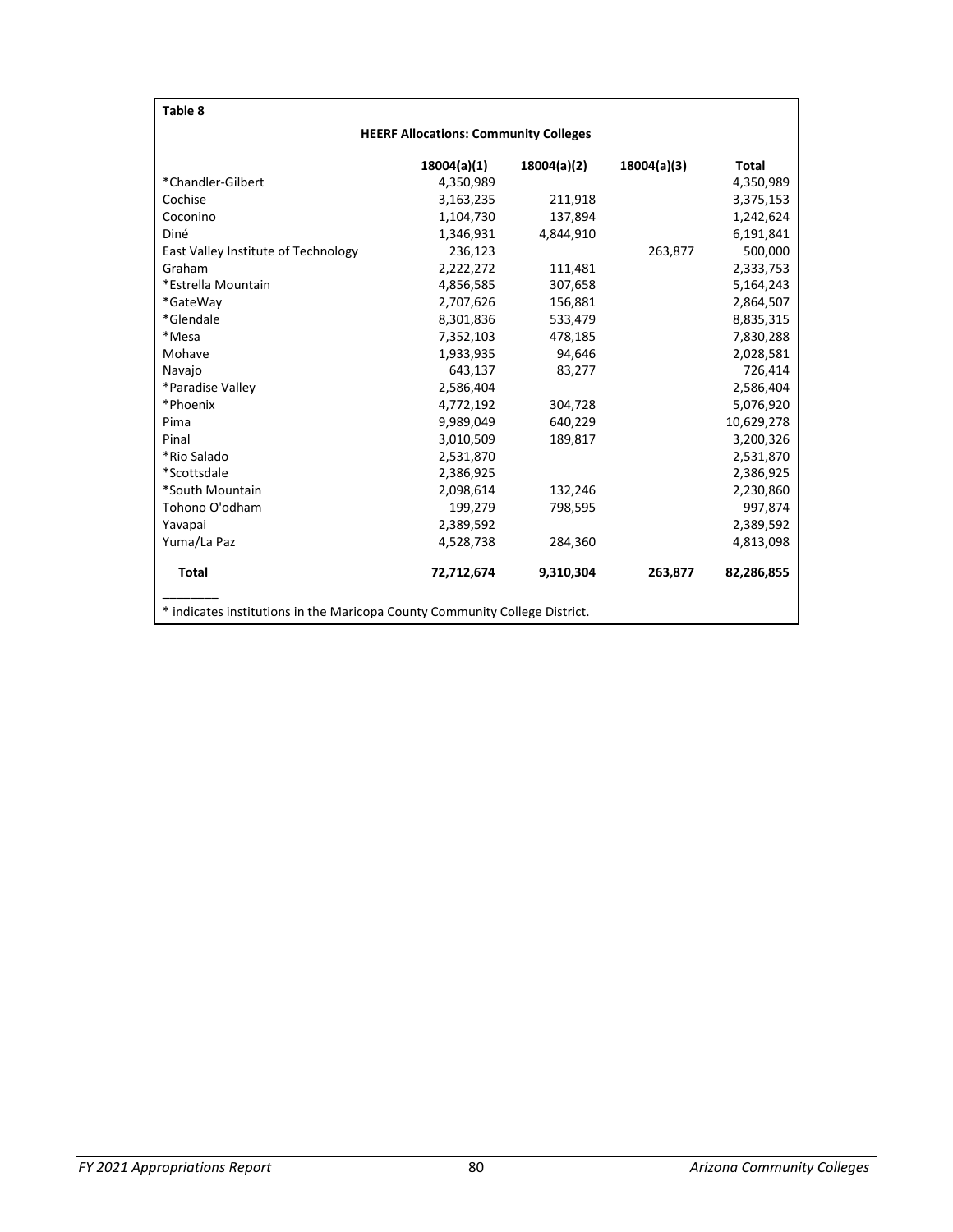**Table 8**

**HEERF Allocations: Community Colleges**

| | 18004(a)(1) | 18004(a)(2) | 18004(a)(3) | Total |
|---|---|---|---|---|
| *Chandler-Gilbert | 4,350,989 | | | 4,350,989 |
| Cochise | 3,163,235 | 211,918 | | 3,375,153 |
| Coconino | 1,104,730 | 137,894 | | 1,242,624 |
| Diné | 1,346,931 | 4,844,910 | | 6,191,841 |
| East Valley Institute of Technology | 236,123 | | 263,877 | 500,000 |
| Graham | 2,222,272 | 111,481 | | 2,333,753 |
| *Estrella Mountain | 4,856,585 | 307,658 | | 5,164,243 |
| *GateWay | 2,707,626 | 156,881 | | 2,864,507 |
| *Glendale | 8,301,836 | 533,479 | | 8,835,315 |
| *Mesa | 7,352,103 | 478,185 | | 7,830,288 |
| Mohave | 1,933,935 | 94,646 | | 2,028,581 |
| Navajo | 643,137 | 83,277 | | 726,414 |
| *Paradise Valley | 2,586,404 | | | 2,586,404 |
| *Phoenix | 4,772,192 | 304,728 | | 5,076,920 |
| Pima | 9,989,049 | 640,229 | | 10,629,278 |
| Pinal | 3,010,509 | 189,817 | | 3,200,326 |
| *Rio Salado | 2,531,870 | | | 2,531,870 |
| *Scottsdale | 2,386,925 | | | 2,386,925 |
| *South Mountain | 2,098,614 | 132,246 | | 2,230,860 |
| Tohono O'odham | 199,279 | 798,595 | | 997,874 |
| Yavapai | 2,389,592 | | | 2,389,592 |
| Yuma/La Paz | 4,528,738 | 284,360 | | 4,813,098 |
| **Total** | **72,712,674** | **9,310,304** | **263,877** | **82,286,855** |

\* indicates institutions in the Maricopa County Community College District.